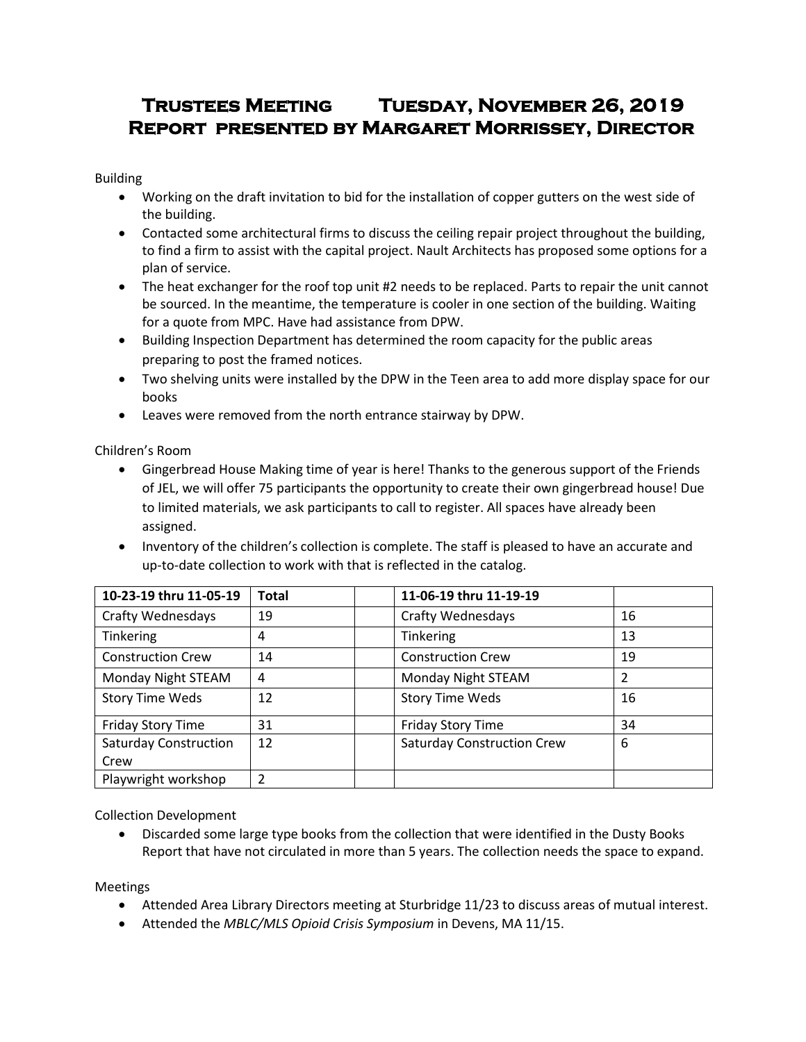# Trustees Meeting Tuesday, November 26, 2019
# Report presented by Margaret Morrissey, Director

Building

- Working on the draft invitation to bid for the installation of copper gutters on the west side of the building.
- Contacted some architectural firms to discuss the ceiling repair project throughout the building, to find a firm to assist with the capital project. Nault Architects has proposed some options for a plan of service.
- The heat exchanger for the roof top unit #2 needs to be replaced. Parts to repair the unit cannot be sourced. In the meantime, the temperature is cooler in one section of the building. Waiting for a quote from MPC. Have had assistance from DPW.
- Building Inspection Department has determined the room capacity for the public areas preparing to post the framed notices.
- Two shelving units were installed by the DPW in the Teen area to add more display space for our books
- Leaves were removed from the north entrance stairway by DPW.

Children's Room

- Gingerbread House Making time of year is here! Thanks to the generous support of the Friends of JEL, we will offer 75 participants the opportunity to create their own gingerbread house! Due to limited materials, we ask participants to call to register. All spaces have already been assigned.
- Inventory of the children's collection is complete. The staff is pleased to have an accurate and up-to-date collection to work with that is reflected in the catalog.

| 10-23-19 thru 11-05-19 | Total | | 11-06-19 thru 11-19-19 | |
|---|---|---|---|---|
| Crafty Wednesdays | 19 | | Crafty Wednesdays | 16 |
| Tinkering | 4 | | Tinkering | 13 |
| Construction Crew | 14 | | Construction Crew | 19 |
| Monday Night STEAM | 4 | | Monday Night STEAM | 2 |
| Story Time Weds | 12 | | Story Time Weds | 16 |
| Friday Story Time | 31 | | Friday Story Time | 34 |
| Saturday Construction Crew | 12 | | Saturday Construction Crew | 6 |
| Playwright workshop | 2 | | | |

Collection Development

- Discarded some large type books from the collection that were identified in the Dusty Books Report that have not circulated in more than 5 years. The collection needs the space to expand.

Meetings

- Attended Area Library Directors meeting at Sturbridge 11/23 to discuss areas of mutual interest.
- Attended the *MBLC/MLS Opioid Crisis Symposium* in Devens, MA 11/15.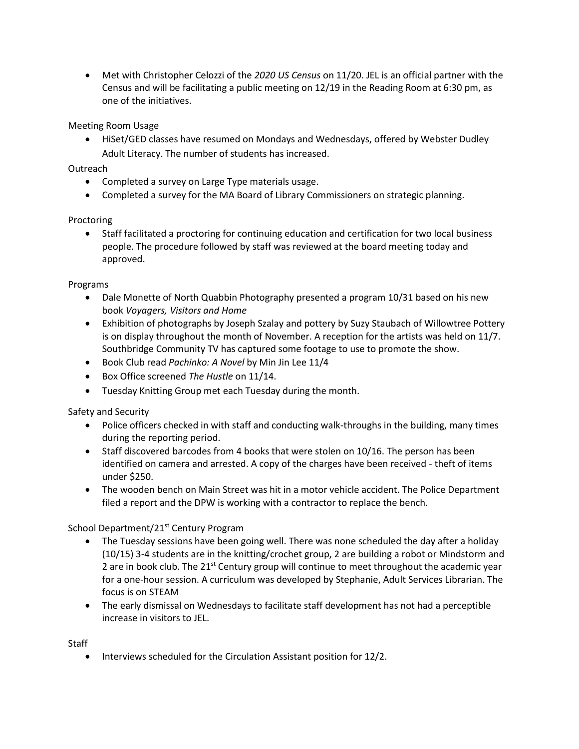- Met with Christopher Celozzi of the *2020 US Census* on 11/20. JEL is an official partner with the Census and will be facilitating a public meeting on 12/19 in the Reading Room at 6:30 pm, as one of the initiatives.

Meeting Room Usage

- HiSet/GED classes have resumed on Mondays and Wednesdays, offered by Webster Dudley Adult Literacy. The number of students has increased.

Outreach

- Completed a survey on Large Type materials usage.
- Completed a survey for the MA Board of Library Commissioners on strategic planning.

Proctoring

- Staff facilitated a proctoring for continuing education and certification for two local business people. The procedure followed by staff was reviewed at the board meeting today and approved.

Programs

- Dale Monette of North Quabbin Photography presented a program 10/31 based on his new book *Voyagers, Visitors and Home*
- Exhibition of photographs by Joseph Szalay and pottery by Suzy Staubach of Willowtree Pottery is on display throughout the month of November. A reception for the artists was held on 11/7. Southbridge Community TV has captured some footage to use to promote the show.
- Book Club read *Pachinko: A Novel* by Min Jin Lee 11/4
- Box Office screened *The Hustle* on 11/14.
- Tuesday Knitting Group met each Tuesday during the month.

Safety and Security

- Police officers checked in with staff and conducting walk-throughs in the building, many times during the reporting period.
- Staff discovered barcodes from 4 books that were stolen on 10/16. The person has been identified on camera and arrested. A copy of the charges have been received - theft of items under $250.
- The wooden bench on Main Street was hit in a motor vehicle accident. The Police Department filed a report and the DPW is working with a contractor to replace the bench.

School Department/21st Century Program

- The Tuesday sessions have been going well. There was none scheduled the day after a holiday (10/15) 3-4 students are in the knitting/crochet group, 2 are building a robot or Mindstorm and 2 are in book club. The 21st Century group will continue to meet throughout the academic year for a one-hour session. A curriculum was developed by Stephanie, Adult Services Librarian. The focus is on STEAM
- The early dismissal on Wednesdays to facilitate staff development has not had a perceptible increase in visitors to JEL.

Staff

- Interviews scheduled for the Circulation Assistant position for 12/2.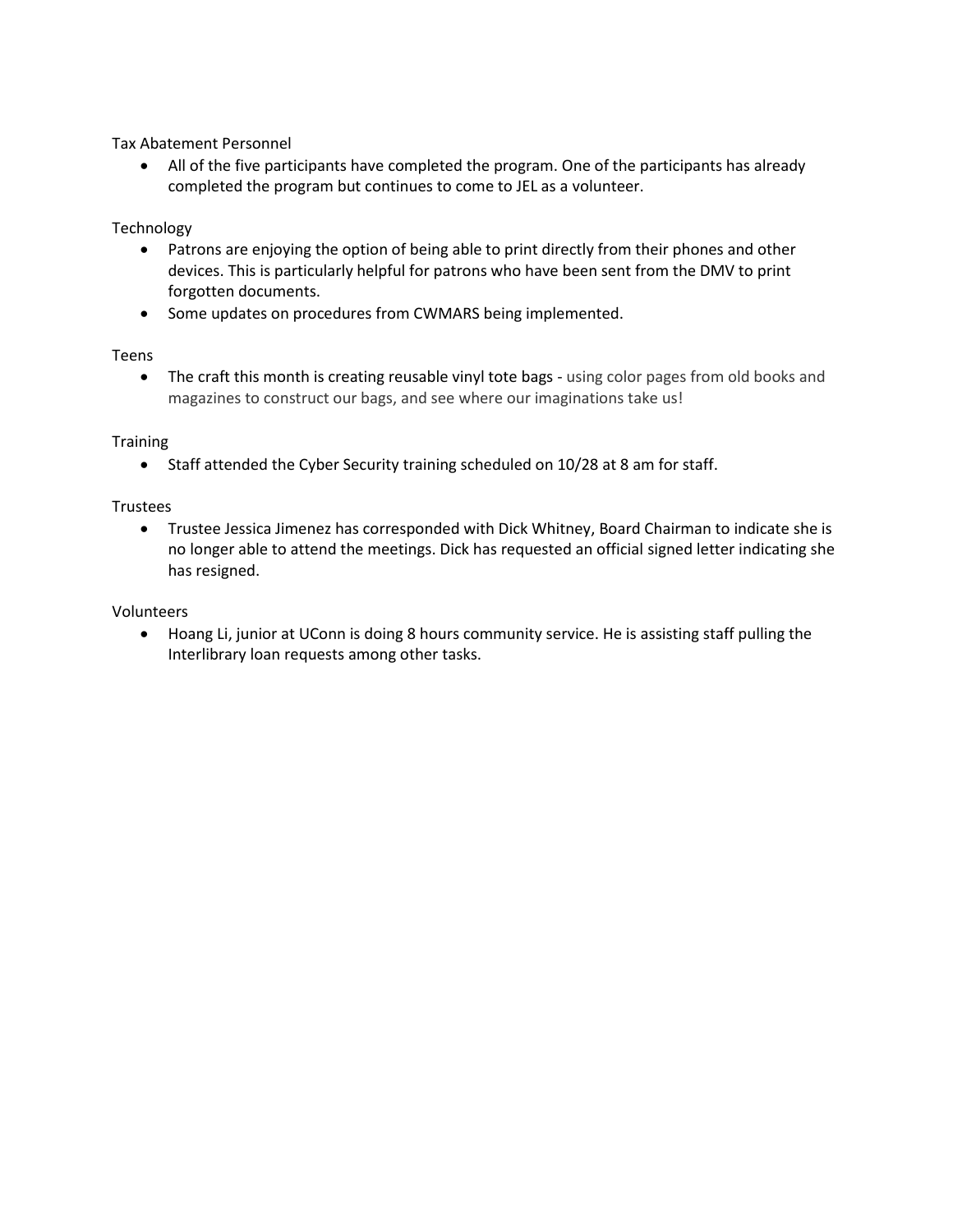Tax Abatement Personnel

- All of the five participants have completed the program. One of the participants has already completed the program but continues to come to JEL as a volunteer.

Technology

- Patrons are enjoying the option of being able to print directly from their phones and other devices. This is particularly helpful for patrons who have been sent from the DMV to print forgotten documents.
- Some updates on procedures from CWMARS being implemented.

Teens

- The craft this month is creating reusable vinyl tote bags - using color pages from old books and magazines to construct our bags, and see where our imaginations take us!

Training

- Staff attended the Cyber Security training scheduled on 10/28 at 8 am for staff.

Trustees

- Trustee Jessica Jimenez has corresponded with Dick Whitney, Board Chairman to indicate she is no longer able to attend the meetings. Dick has requested an official signed letter indicating she has resigned.

Volunteers

- Hoang Li, junior at UConn is doing 8 hours community service. He is assisting staff pulling the Interlibrary loan requests among other tasks.